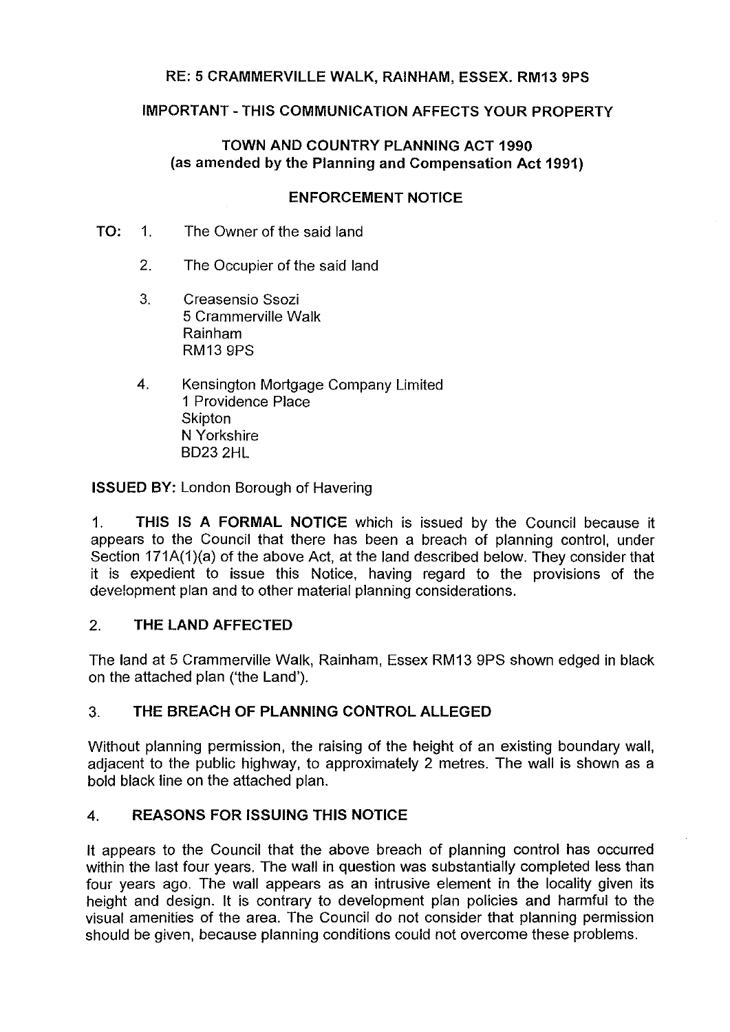**RE: 5 CRAMMERVILLE WALK, RAINHAM, ESSEX. RM13 9PS**

**IMPORTANT - THIS COMMUNICATION AFFECTS YOUR PROPERTY**

**TOWN AND COUNTRY PLANNING ACT 1990**
**(as amended by the Planning and Compensation Act 1991)**

**ENFORCEMENT NOTICE**

**TO:**

1. The Owner of the said land

2. The Occupier of the said land

3. Creasensio Ssozi
   5 Crammerville Walk
   Rainham
   RM13 9PS

4. Kensington Mortgage Company Limited
   1 Providence Place
   Skipton
   N Yorkshire
   BD23 2HL

**ISSUED BY:** London Borough of Havering

1. **THIS IS A FORMAL NOTICE** which is issued by the Council because it appears to the Council that there has been a breach of planning control, under Section 171A(1)(a) of the above Act, at the land described below. They consider that it is expedient to issue this Notice, having regard to the provisions of the development plan and to other material planning considerations.

## 2. THE LAND AFFECTED

The land at 5 Crammerville Walk, Rainham, Essex RM13 9PS shown edged in black on the attached plan ('the Land').

## 3. THE BREACH OF PLANNING CONTROL ALLEGED

Without planning permission, the raising of the height of an existing boundary wall, adjacent to the public highway, to approximately 2 metres. The wall is shown as a bold black line on the attached plan.

## 4. REASONS FOR ISSUING THIS NOTICE

It appears to the Council that the above breach of planning control has occurred within the last four years. The wall in question was substantially completed less than four years ago. The wall appears as an intrusive element in the locality given its height and design. It is contrary to development plan policies and harmful to the visual amenities of the area. The Council do not consider that planning permission should be given, because planning conditions could not overcome these problems.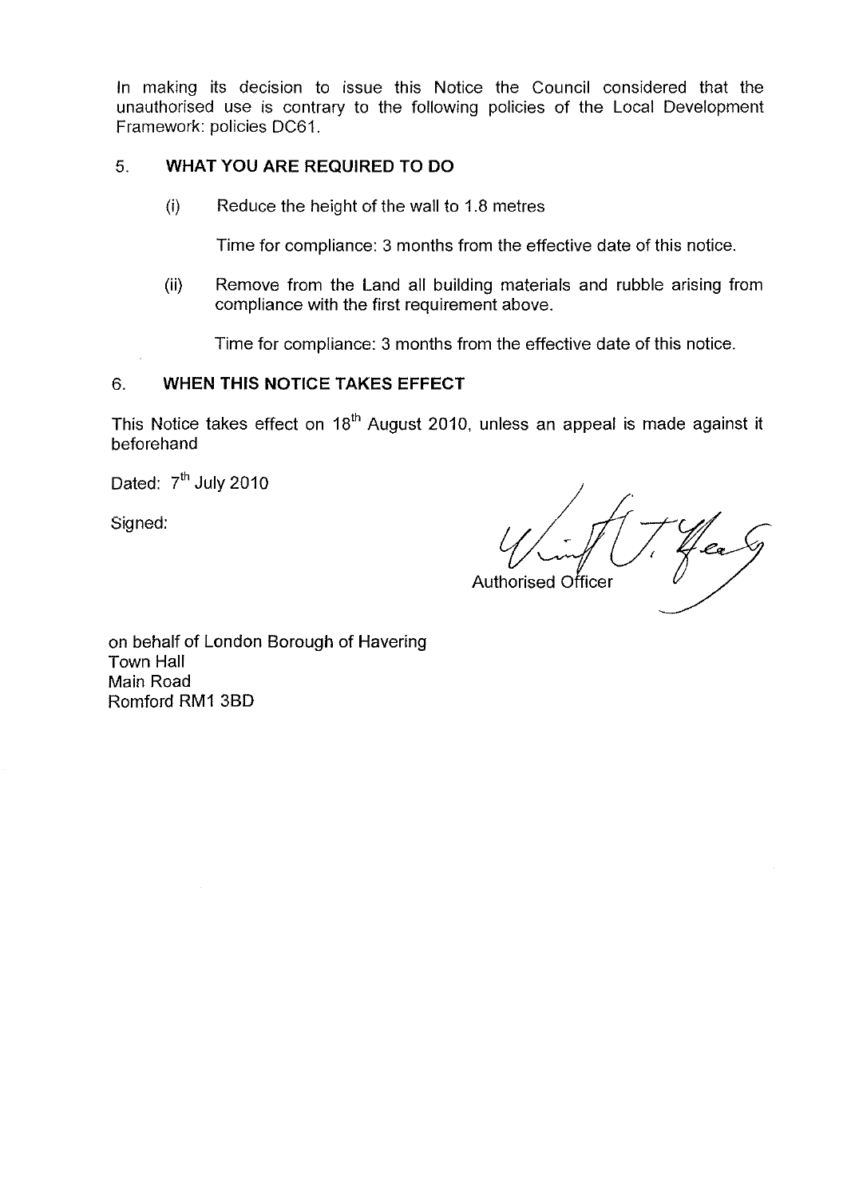In making its decision to issue this Notice the Council considered that the unauthorised use is contrary to the following policies of the Local Development Framework: policies DC61.

## 5. WHAT YOU ARE REQUIRED TO DO

(i) Reduce the height of the wall to 1.8 metres

Time for compliance: 3 months from the effective date of this notice.

(ii) Remove from the Land all building materials and rubble arising from compliance with the first requirement above.

Time for compliance: 3 months from the effective date of this notice.

## 6. WHEN THIS NOTICE TAKES EFFECT

This Notice takes effect on 18th August 2010, unless an appeal is made against it beforehand

Dated: 7th July 2010

Signed:

Authorised Officer

on behalf of London Borough of Havering
Town Hall
Main Road
Romford RM1 3BD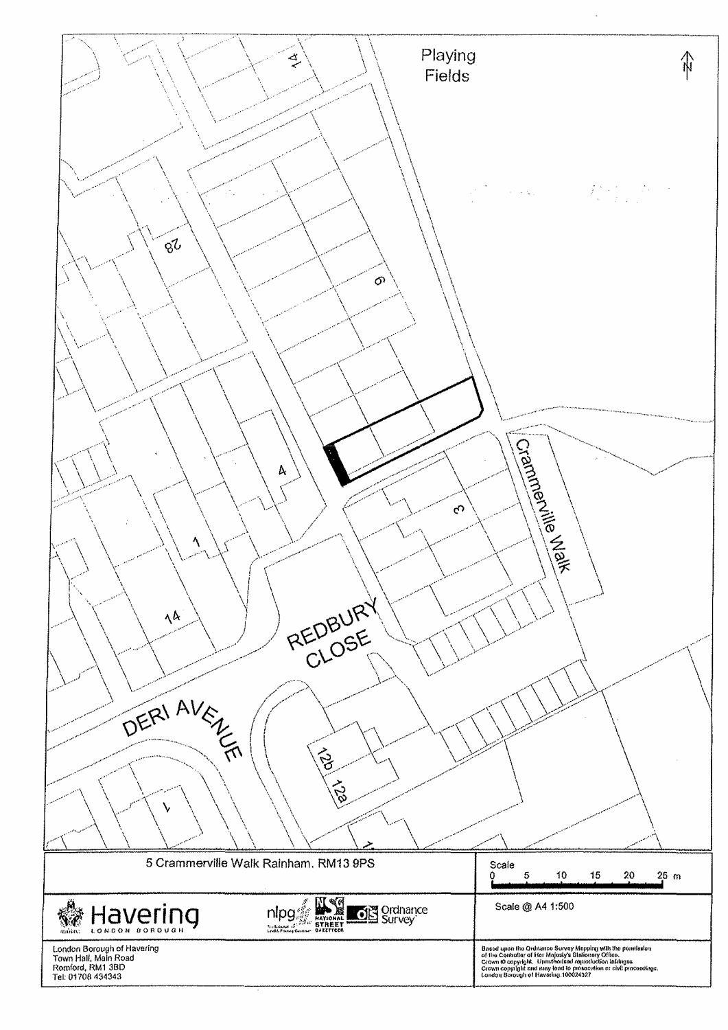5 Crammerville Walk Rainham. RM13 9PS

Scale @ A4 1:500

London Borough of Havering
Town Hall, Main Road
Romford, RM1 3BD
Tel: 01708 434343

Based upon the Ordnance Survey Mapping with the permission of the Controller of Her Majesty's Stationery Office. Crown © copyright. Unauthorised reproduction infringes Crown copyright and may lead to prosecution or civil proceedings. London Borough of Havering.100024327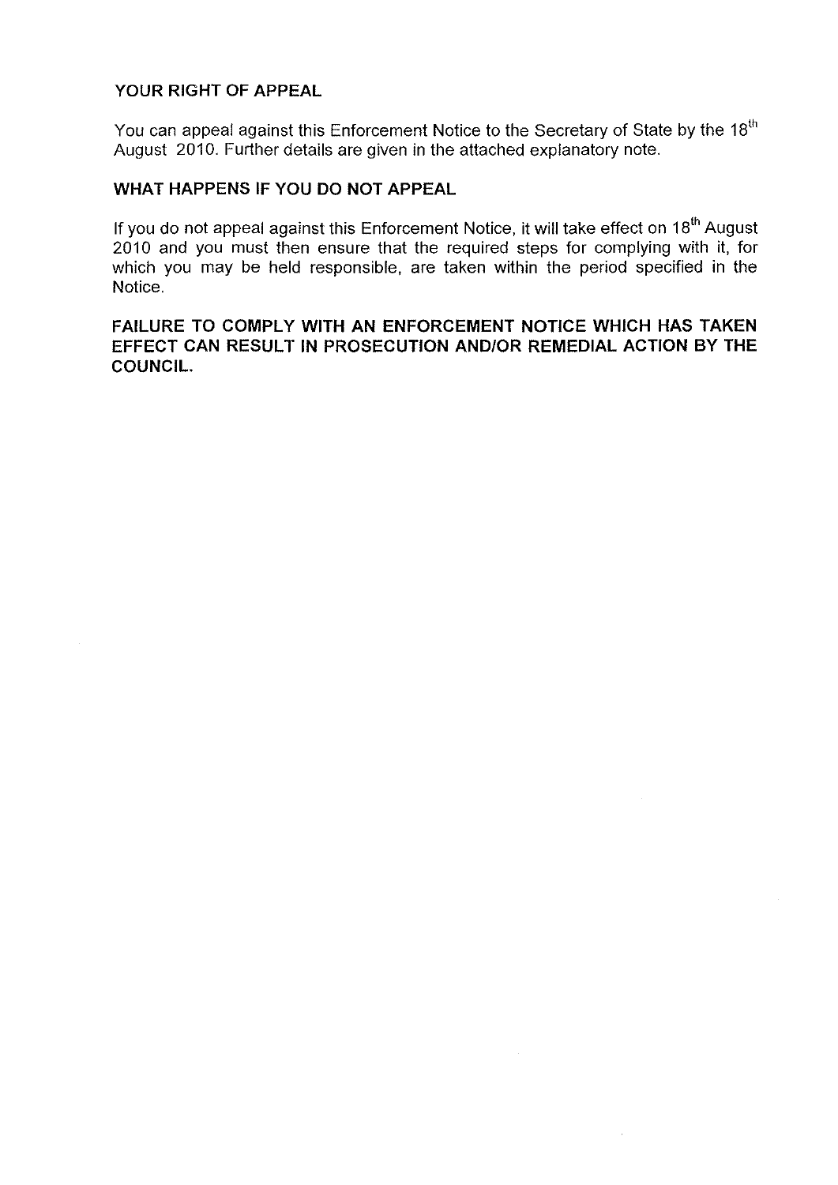**YOUR RIGHT OF APPEAL**

You can appeal against this Enforcement Notice to the Secretary of State by the 18th August 2010. Further details are given in the attached explanatory note.

**WHAT HAPPENS IF YOU DO NOT APPEAL**

If you do not appeal against this Enforcement Notice, it will take effect on 18th August 2010 and you must then ensure that the required steps for complying with it, for which you may be held responsible, are taken within the period specified in the Notice.

**FAILURE TO COMPLY WITH AN ENFORCEMENT NOTICE WHICH HAS TAKEN EFFECT CAN RESULT IN PROSECUTION AND/OR REMEDIAL ACTION BY THE COUNCIL.**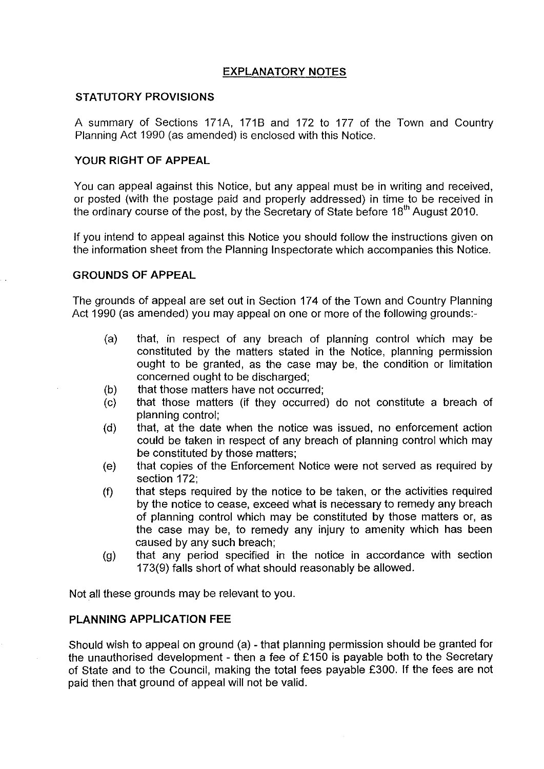# EXPLANATORY NOTES

## STATUTORY PROVISIONS

A summary of Sections 171A, 171B and 172 to 177 of the Town and Country Planning Act 1990 (as amended) is enclosed with this Notice.

## YOUR RIGHT OF APPEAL

You can appeal against this Notice, but any appeal must be in writing and received, or posted (with the postage paid and properly addressed) in time to be received in the ordinary course of the post, by the Secretary of State before 18th August 2010.

If you intend to appeal against this Notice you should follow the instructions given on the information sheet from the Planning Inspectorate which accompanies this Notice.

## GROUNDS OF APPEAL

The grounds of appeal are set out in Section 174 of the Town and Country Planning Act 1990 (as amended) you may appeal on one or more of the following grounds:-

(a) that, in respect of any breach of planning control which may be constituted by the matters stated in the Notice, planning permission ought to be granted, as the case may be, the condition or limitation concerned ought to be discharged;

(b) that those matters have not occurred;

(c) that those matters (if they occurred) do not constitute a breach of planning control;

(d) that, at the date when the notice was issued, no enforcement action could be taken in respect of any breach of planning control which may be constituted by those matters;

(e) that copies of the Enforcement Notice were not served as required by section 172;

(f) that steps required by the notice to be taken, or the activities required by the notice to cease, exceed what is necessary to remedy any breach of planning control which may be constituted by those matters or, as the case may be, to remedy any injury to amenity which has been caused by any such breach;

(g) that any period specified in the notice in accordance with section 173(9) falls short of what should reasonably be allowed.

Not all these grounds may be relevant to you.

## PLANNING APPLICATION FEE

Should wish to appeal on ground (a) - that planning permission should be granted for the unauthorised development - then a fee of £150 is payable both to the Secretary of State and to the Council, making the total fees payable £300. If the fees are not paid then that ground of appeal will not be valid.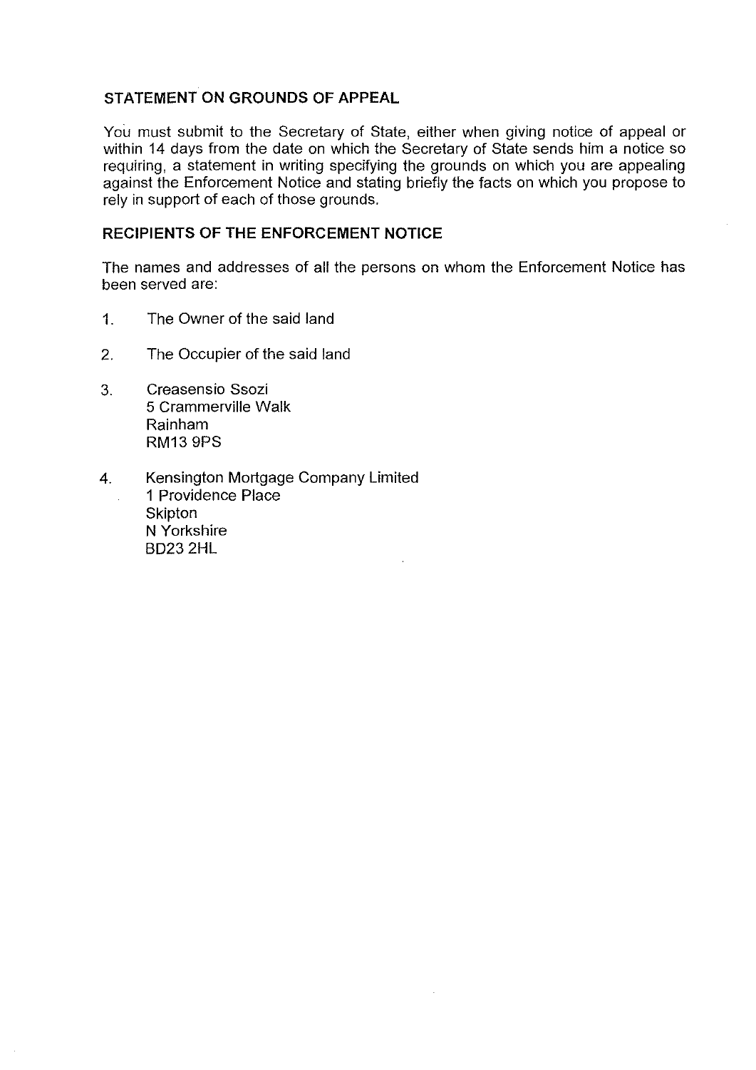## STATEMENT ON GROUNDS OF APPEAL

You must submit to the Secretary of State, either when giving notice of appeal or within 14 days from the date on which the Secretary of State sends him a notice so requiring, a statement in writing specifying the grounds on which you are appealing against the Enforcement Notice and stating briefly the facts on which you propose to rely in support of each of those grounds.

## RECIPIENTS OF THE ENFORCEMENT NOTICE

The names and addresses of all the persons on whom the Enforcement Notice has been served are:

1. The Owner of the said land

2. The Occupier of the said land

3. Creasensio Ssozi
   5 Crammerville Walk
   Rainham
   RM13 9PS

4. Kensington Mortgage Company Limited
   1 Providence Place
   Skipton
   N Yorkshire
   BD23 2HL